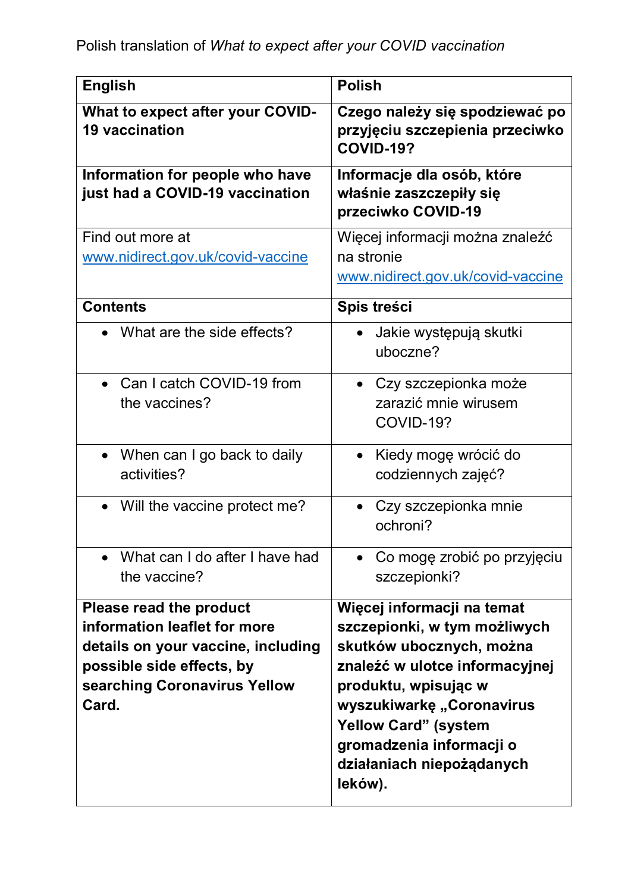Polish translation of *What to expect after your COVID vaccination*

| English | Polish |
|---|---|
| **What to expect after your COVID-19 vaccination** | **Czego należy się spodziewać po przyjęciu szczepienia przeciwko COVID-19?** |
| **Information for people who have just had a COVID-19 vaccination** | **Informacje dla osób, które właśnie zaszczepiły się przeciwko COVID-19** |
| Find out more at www.nidirect.gov.uk/covid-vaccine | Więcej informacji można znaleźć na stronie www.nidirect.gov.uk/covid-vaccine |
| **Contents** | **Spis treści** |
| • What are the side effects? | • Jakie występują skutki uboczne? |
| • Can I catch COVID-19 from the vaccines? | • Czy szczepionka może zarazić mnie wirusem COVID-19? |
| • When can I go back to daily activities? | • Kiedy mogę wrócić do codziennych zajęć? |
| • Will the vaccine protect me? | • Czy szczepionka mnie ochroni? |
| • What can I do after I have had the vaccine? | • Co mogę zrobić po przyjęciu szczepionki? |
| **Please read the product information leaflet for more details on your vaccine, including possible side effects, by searching Coronavirus Yellow Card.** | **Więcej informacji na temat szczepionki, w tym możliwych skutków ubocznych, można znaleźć w ulotce informacyjnej produktu, wpisując w wyszukiwarkę „Coronavirus Yellow Card” (system gromadzenia informacji o działaniach niepożądanych leków).** |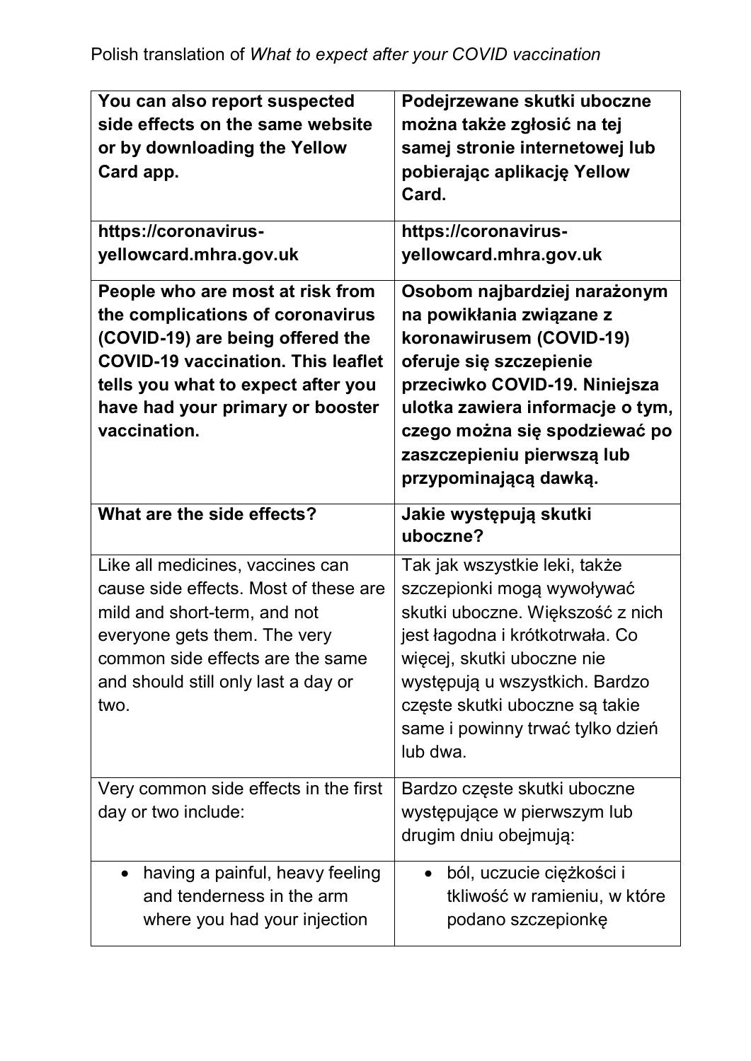Polish translation of *What to expect after your COVID vaccination*

| | |
|---|---|
| **You can also report suspected side effects on the same website or by downloading the Yellow Card app.** | **Podejrzewane skutki uboczne można także zgłosić na tej samej stronie internetowej lub pobierając aplikację Yellow Card.** |
| **https://coronavirus-yellowcard.mhra.gov.uk** | **https://coronavirus-yellowcard.mhra.gov.uk** |
| **People who are most at risk from the complications of coronavirus (COVID-19) are being offered the COVID-19 vaccination. This leaflet tells you what to expect after you have had your primary or booster vaccination.** | **Osobom najbardziej narażonym na powikłania związane z koronawirusem (COVID-19) oferuje się szczepienie przeciwko COVID-19. Niniejsza ulotka zawiera informacje o tym, czego można się spodziewać po zaszczepieniu pierwszą lub przypominającą dawką.** |
| **What are the side effects?** | **Jakie występują skutki uboczne?** |
| Like all medicines, vaccines can cause side effects. Most of these are mild and short-term, and not everyone gets them. The very common side effects are the same and should still only last a day or two. | Tak jak wszystkie leki, także szczepionki mogą wywoływać skutki uboczne. Większość z nich jest łagodna i krótkotrwała. Co więcej, skutki uboczne nie występują u wszystkich. Bardzo częste skutki uboczne są takie same i powinny trwać tylko dzień lub dwa. |
| Very common side effects in the first day or two include: | Bardzo częste skutki uboczne występujące w pierwszym lub drugim dniu obejmują: |
| • having a painful, heavy feeling and tenderness in the arm where you had your injection | • ból, uczucie ciężkości i tkliwość w ramieniu, w które podano szczepionkę |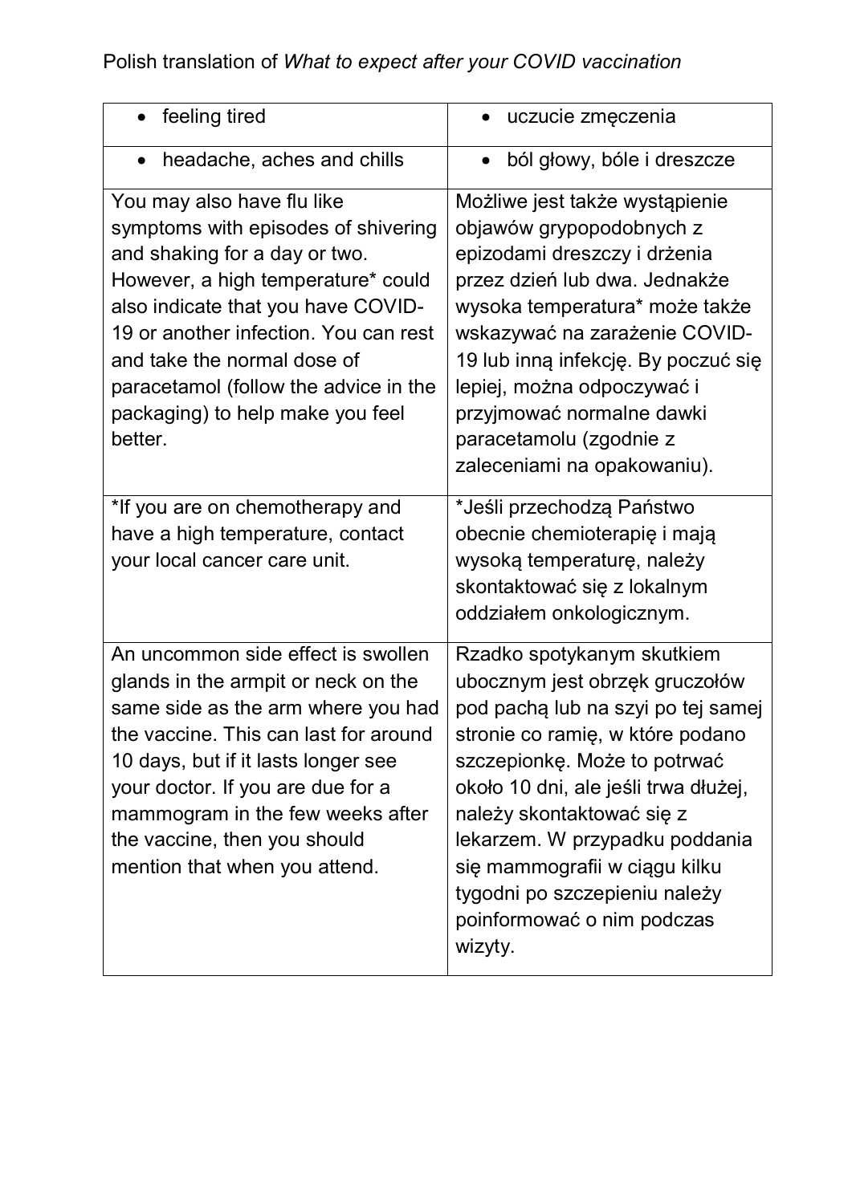| | |
|---|---|
| • feeling tired | • uczucie zmęczenia |
| • headache, aches and chills | • ból głowy, bóle i dreszcze |
| You may also have flu like symptoms with episodes of shivering and shaking for a day or two. However, a high temperature* could also indicate that you have COVID-19 or another infection. You can rest and take the normal dose of paracetamol (follow the advice in the packaging) to help make you feel better. | Możliwe jest także wystąpienie objawów grypopodobnych z epizodami dreszczy i drżenia przez dzień lub dwa. Jednakże wysoka temperatura* może także wskazywać na zarażenie COVID-19 lub inną infekcję. By poczuć się lepiej, można odpoczywać i przyjmować normalne dawki paracetamolu (zgodnie z zaleceniami na opakowaniu). |
| *If you are on chemotherapy and have a high temperature, contact your local cancer care unit. | *Jeśli przechodzą Państwo obecnie chemioterapię i mają wysoką temperaturę, należy skontaktować się z lokalnym oddziałem onkologicznym. |
| An uncommon side effect is swollen glands in the armpit or neck on the same side as the arm where you had the vaccine. This can last for around 10 days, but if it lasts longer see your doctor. If you are due for a mammogram in the few weeks after the vaccine, then you should mention that when you attend. | Rzadko spotykanym skutkiem ubocznym jest obrzęk gruczołów pod pachą lub na szyi po tej samej stronie co ramię, w które podano szczepionkę. Może to potrwać około 10 dni, ale jeśli trwa dłużej, należy skontaktować się z lekarzem. W przypadku poddania się mammografii w ciągu kilku tygodni po szczepieniu należy poinformować o nim podczas wizyty. |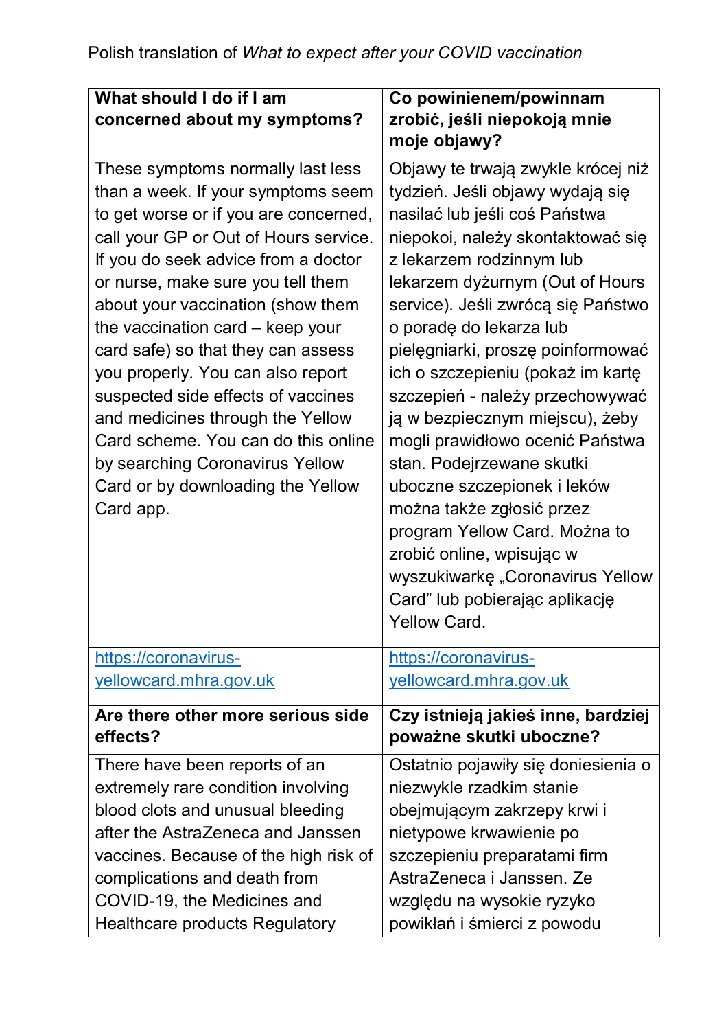Polish translation of *What to expect after your COVID vaccination*

| **What should I do if I am concerned about my symptoms?** | **Co powinienem/powinnam zrobić, jeśli niepokoją mnie moje objawy?** |
|---|---|
| These symptoms normally last less than a week. If your symptoms seem to get worse or if you are concerned, call your GP or Out of Hours service. If you do seek advice from a doctor or nurse, make sure you tell them about your vaccination (show them the vaccination card – keep your card safe) so that they can assess you properly. You can also report suspected side effects of vaccines and medicines through the Yellow Card scheme. You can do this online by searching Coronavirus Yellow Card or by downloading the Yellow Card app. | Objawy te trwają zwykle krócej niż tydzień. Jeśli objawy wydają się nasilać lub jeśli coś Państwa niepokoi, należy skontaktować się z lekarzem rodzinnym lub lekarzem dyżurnym (Out of Hours service). Jeśli zwrócą się Państwo o poradę do lekarza lub pielęgniarki, proszę poinformować ich o szczepieniu (pokaż im kartę szczepień - należy przechowywać ją w bezpiecznym miejscu), żeby mogli prawidłowo ocenić Państwa stan. Podejrzewane skutki uboczne szczepionek i leków można także zgłosić przez program Yellow Card. Można to zrobić online, wpisując w wyszukiwarkę „Coronavirus Yellow Card" lub pobierając aplikację Yellow Card. |
| [https://coronavirus-yellowcard.mhra.gov.uk](https://coronavirus-yellowcard.mhra.gov.uk) | [https://coronavirus-yellowcard.mhra.gov.uk](https://coronavirus-yellowcard.mhra.gov.uk) |
| **Are there other more serious side effects?** | **Czy istnieją jakieś inne, bardziej poważne skutki uboczne?** |
| There have been reports of an extremely rare condition involving blood clots and unusual bleeding after the AstraZeneca and Janssen vaccines. Because of the high risk of complications and death from COVID-19, the Medicines and Healthcare products Regulatory | Ostatnio pojawiły się doniesienia o niezwykle rzadkim stanie obejmującym zakrzepy krwi i nietypowe krwawienie po szczepieniu preparatami firm AstraZeneca i Janssen. Ze względu na wysokie ryzyko powikłań i śmierci z powodu |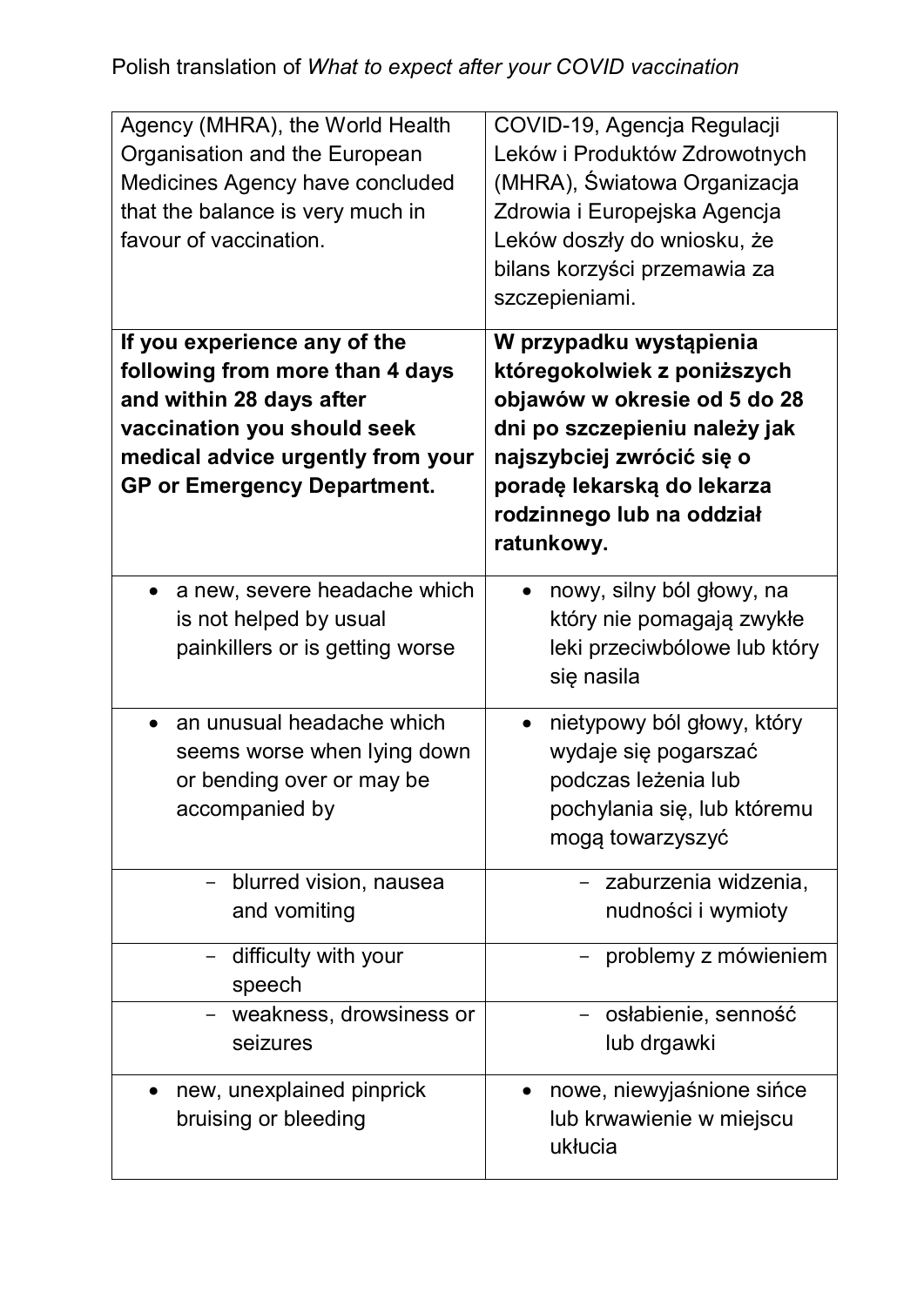| | |
|---|---|
| Agency (MHRA), the World Health Organisation and the European Medicines Agency have concluded that the balance is very much in favour of vaccination. | COVID-19, Agencja Regulacji Leków i Produktów Zdrowotnych (MHRA), Światowa Organizacja Zdrowia i Europejska Agencja Leków doszły do wniosku, że bilans korzyści przemawia za szczepieniami. |
| **If you experience any of the following from more than 4 days and within 28 days after vaccination you should seek medical advice urgently from your GP or Emergency Department.** | **W przypadku wystąpienia któregokolwiek z poniższych objawów w okresie od 5 do 28 dni po szczepieniu należy jak najszybciej zwrócić się o poradę lekarską do lekarza rodzinnego lub na oddział ratunkowy.** |
| • a new, severe headache which is not helped by usual painkillers or is getting worse | • nowy, silny ból głowy, na który nie pomagają zwykłe leki przeciwbólowe lub który się nasila |
| • an unusual headache which seems worse when lying down or bending over or may be accompanied by | • nietypowy ból głowy, który wydaje się pogarszać podczas leżenia lub pochylania się, lub któremu mogą towarzyszyć |
| - blurred vision, nausea and vomiting | - zaburzenia widzenia, nudności i wymioty |
| - difficulty with your speech | - problemy z mówieniem |
| - weakness, drowsiness or seizures | - osłabienie, senność lub drgawki |
| • new, unexplained pinprick bruising or bleeding | • nowe, niewyjaśnione sińce lub krwawienie w miejscu ukłucia |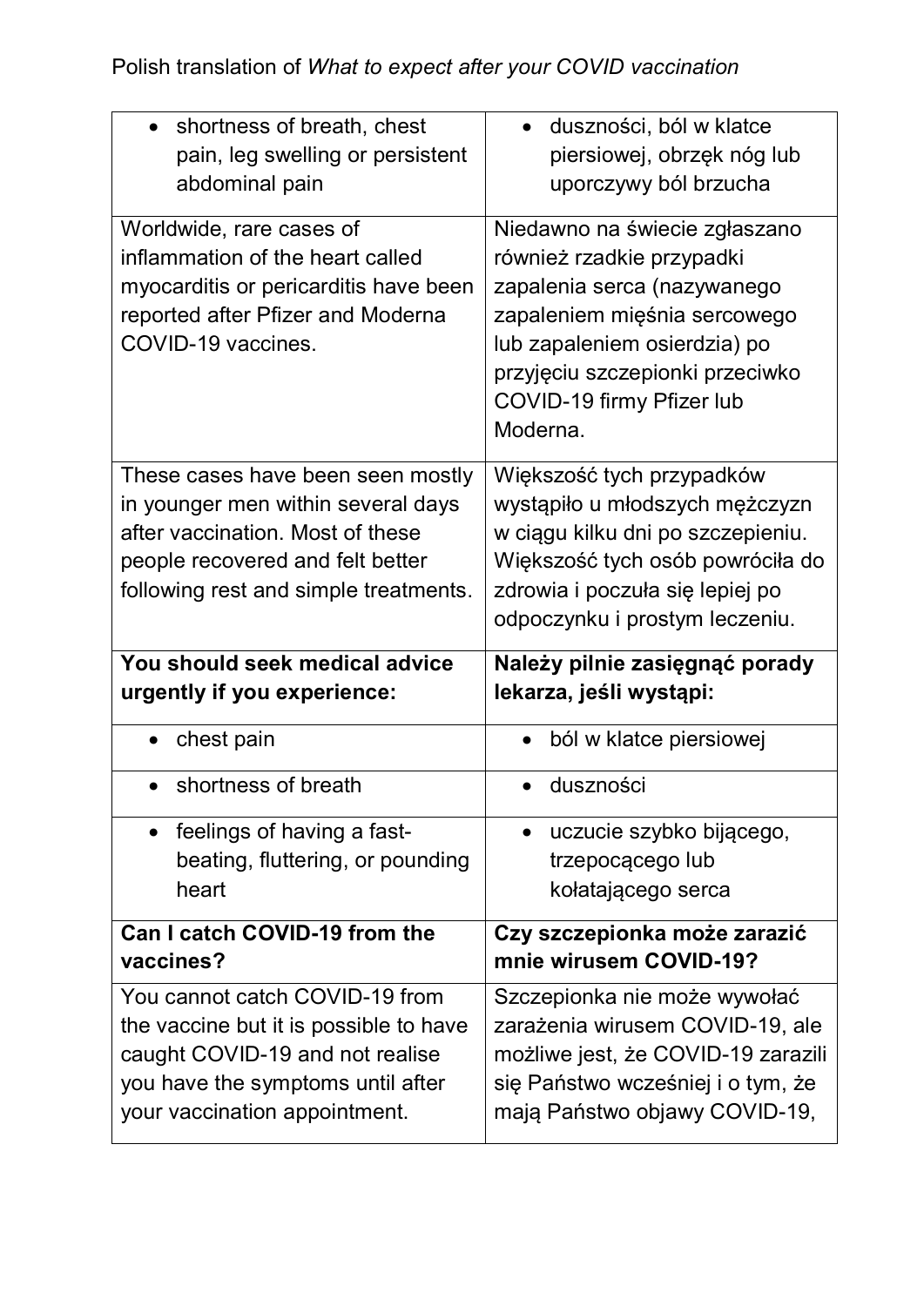| | |
|---|---|
| • shortness of breath, chest pain, leg swelling or persistent abdominal pain | • duszności, ból w klatce piersiowej, obrzęk nóg lub uporczywy ból brzucha |
| Worldwide, rare cases of inflammation of the heart called myocarditis or pericarditis have been reported after Pfizer and Moderna COVID-19 vaccines. | Niedawno na świecie zgłaszano również rzadkie przypadki zapalenia serca (nazywanego zapaleniem mięśnia sercowego lub zapaleniem osierdzia) po przyjęciu szczepionki przeciwko COVID-19 firmy Pfizer lub Moderna. |
| These cases have been seen mostly in younger men within several days after vaccination. Most of these people recovered and felt better following rest and simple treatments. | Większość tych przypadków wystąpiło u młodszych mężczyzn w ciągu kilku dni po szczepieniu. Większość tych osób powróciła do zdrowia i poczuła się lepiej po odpoczynku i prostym leczeniu. |
| **You should seek medical advice urgently if you experience:** | **Należy pilnie zasięgnąć porady lekarza, jeśli wystąpi:** |
| • chest pain | • ból w klatce piersiowej |
| • shortness of breath | • duszności |
| • feelings of having a fast-beating, fluttering, or pounding heart | • uczucie szybko bijącego, trzepocącego lub kołatającego serca |
| **Can I catch COVID-19 from the vaccines?** | **Czy szczepionka może zarazić mnie wirusem COVID-19?** |
| You cannot catch COVID-19 from the vaccine but it is possible to have caught COVID-19 and not realise you have the symptoms until after your vaccination appointment. | Szczepionka nie może wywołać zarażenia wirusem COVID-19, ale możliwe jest, że COVID-19 zarazili się Państwo wcześniej i o tym, że mają Państwo objawy COVID-19, |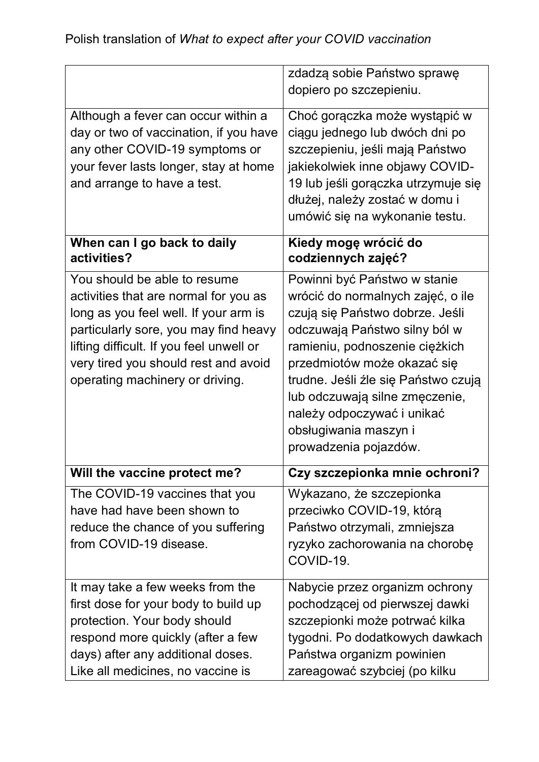| | |
|---|---|
| | zdadzą sobie Państwo sprawę dopiero po szczepieniu. |
| Although a fever can occur within a day or two of vaccination, if you have any other COVID-19 symptoms or your fever lasts longer, stay at home and arrange to have a test. | Choć gorączka może wystąpić w ciągu jednego lub dwóch dni po szczepieniu, jeśli mają Państwo jakiekolwiek inne objawy COVID-19 lub jeśli gorączka utrzymuje się dłużej, należy zostać w domu i umówić się na wykonanie testu. |
| **When can I go back to daily activities?** | **Kiedy mogę wrócić do codziennych zajęć?** |
| You should be able to resume activities that are normal for you as long as you feel well. If your arm is particularly sore, you may find heavy lifting difficult. If you feel unwell or very tired you should rest and avoid operating machinery or driving. | Powinni być Państwo w stanie wrócić do normalnych zajęć, o ile czują się Państwo dobrze. Jeśli odczuwają Państwo silny ból w ramieniu, podnoszenie ciężkich przedmiotów może okazać się trudne. Jeśli źle się Państwo czują lub odczuwają silne zmęczenie, należy odpoczywać i unikać obsługiwania maszyn i prowadzenia pojazdów. |
| **Will the vaccine protect me?** | **Czy szczepionka mnie ochroni?** |
| The COVID-19 vaccines that you have had have been shown to reduce the chance of you suffering from COVID-19 disease. | Wykazano, że szczepionka przeciwko COVID-19, którą Państwo otrzymali, zmniejsza ryzyko zachorowania na chorobę COVID-19. |
| It may take a few weeks from the first dose for your body to build up protection. Your body should respond more quickly (after a few days) after any additional doses. Like all medicines, no vaccine is | Nabycie przez organizm ochrony pochodzącej od pierwszej dawki szczepionki może potrwać kilka tygodni. Po dodatkowych dawkach Państwa organizm powinien zareagować szybciej (po kilku |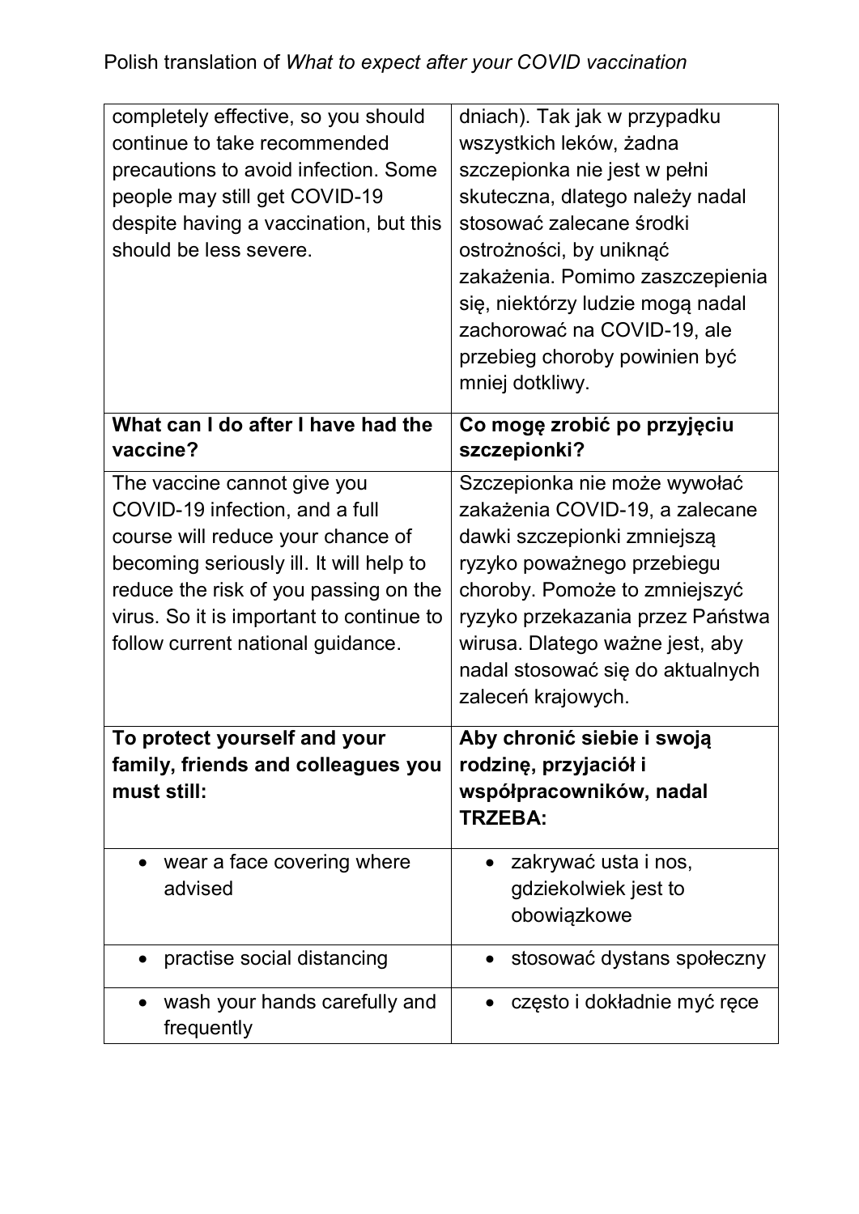| | |
|---|---|
| completely effective, so you should continue to take recommended precautions to avoid infection. Some people may still get COVID-19 despite having a vaccination, but this should be less severe. | dniach). Tak jak w przypadku wszystkich leków, żadna szczepionka nie jest w pełni skuteczna, dlatego należy nadal stosować zalecane środki ostrożności, by uniknąć zakażenia. Pomimo zaszczepienia się, niektórzy ludzie mogą nadal zachorować na COVID-19, ale przebieg choroby powinien być mniej dotkliwy. |
| **What can I do after I have had the vaccine?** | **Co mogę zrobić po przyjęciu szczepionki?** |
| The vaccine cannot give you COVID-19 infection, and a full course will reduce your chance of becoming seriously ill. It will help to reduce the risk of you passing on the virus. So it is important to continue to follow current national guidance. | Szczepionka nie może wywołać zakażenia COVID-19, a zalecane dawki szczepionki zmniejszą ryzyko poważnego przebiegu choroby. Pomoże to zmniejszyć ryzyko przekazania przez Państwa wirusa. Dlatego ważne jest, aby nadal stosować się do aktualnych zaleceń krajowych. |
| **To protect yourself and your family, friends and colleagues you must still:** | **Aby chronić siebie i swoją rodzinę, przyjaciół i współpracowników, nadal TRZEBA:** |
| • wear a face covering where advised | • zakrywać usta i nos, gdziekolwiek jest to obowiązkowe |
| • practise social distancing | • stosować dystans społeczny |
| • wash your hands carefully and frequently | • często i dokładnie myć ręce |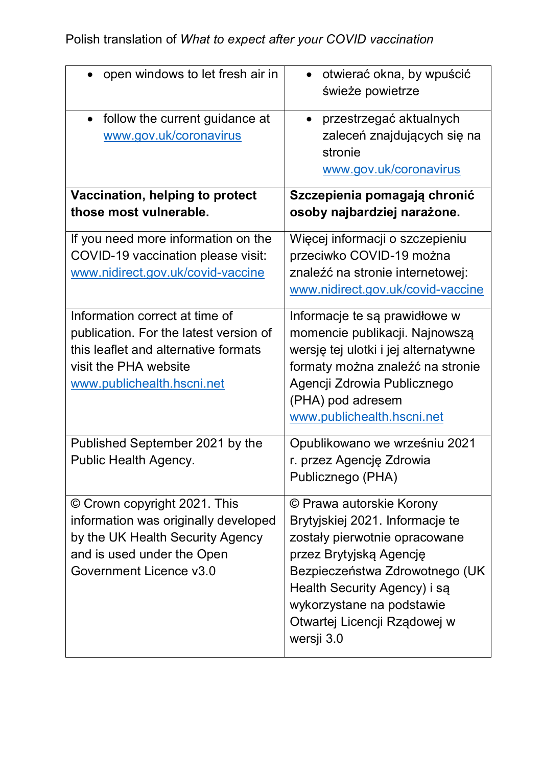Polish translation of *What to expect after your COVID vaccination*

| | |
|---|---|
| • open windows to let fresh air in | • otwierać okna, by wpuścić świeże powietrze |
| • follow the current guidance at www.gov.uk/coronavirus | • przestrzegać aktualnych zaleceń znajdujących się na stronie www.gov.uk/coronavirus |
| **Vaccination, helping to protect those most vulnerable.** | **Szczepienia pomagają chronić osoby najbardziej narażone.** |
| If you need more information on the COVID-19 vaccination please visit: www.nidirect.gov.uk/covid-vaccine | Więcej informacji o szczepieniu przeciwko COVID-19 można znaleźć na stronie internetowej: www.nidirect.gov.uk/covid-vaccine |
| Information correct at time of publication. For the latest version of this leaflet and alternative formats visit the PHA website www.publichealth.hscni.net | Informacje te są prawidłowe w momencie publikacji. Najnowszą wersję tej ulotki i jej alternatywne formaty można znaleźć na stronie Agencji Zdrowia Publicznego (PHA) pod adresem www.publichealth.hscni.net |
| Published September 2021 by the Public Health Agency. | Opublikowano we wrześniu 2021 r. przez Agencję Zdrowia Publicznego (PHA) |
| © Crown copyright 2021. This information was originally developed by the UK Health Security Agency and is used under the Open Government Licence v3.0 | © Prawa autorskie Korony Brytyjskiej 2021. Informacje te zostały pierwotnie opracowane przez Brytyjską Agencję Bezpieczeństwa Zdrowotnego (UK Health Security Agency) i są wykorzystane na podstawie Otwartej Licencji Rządowej w wersji 3.0 |